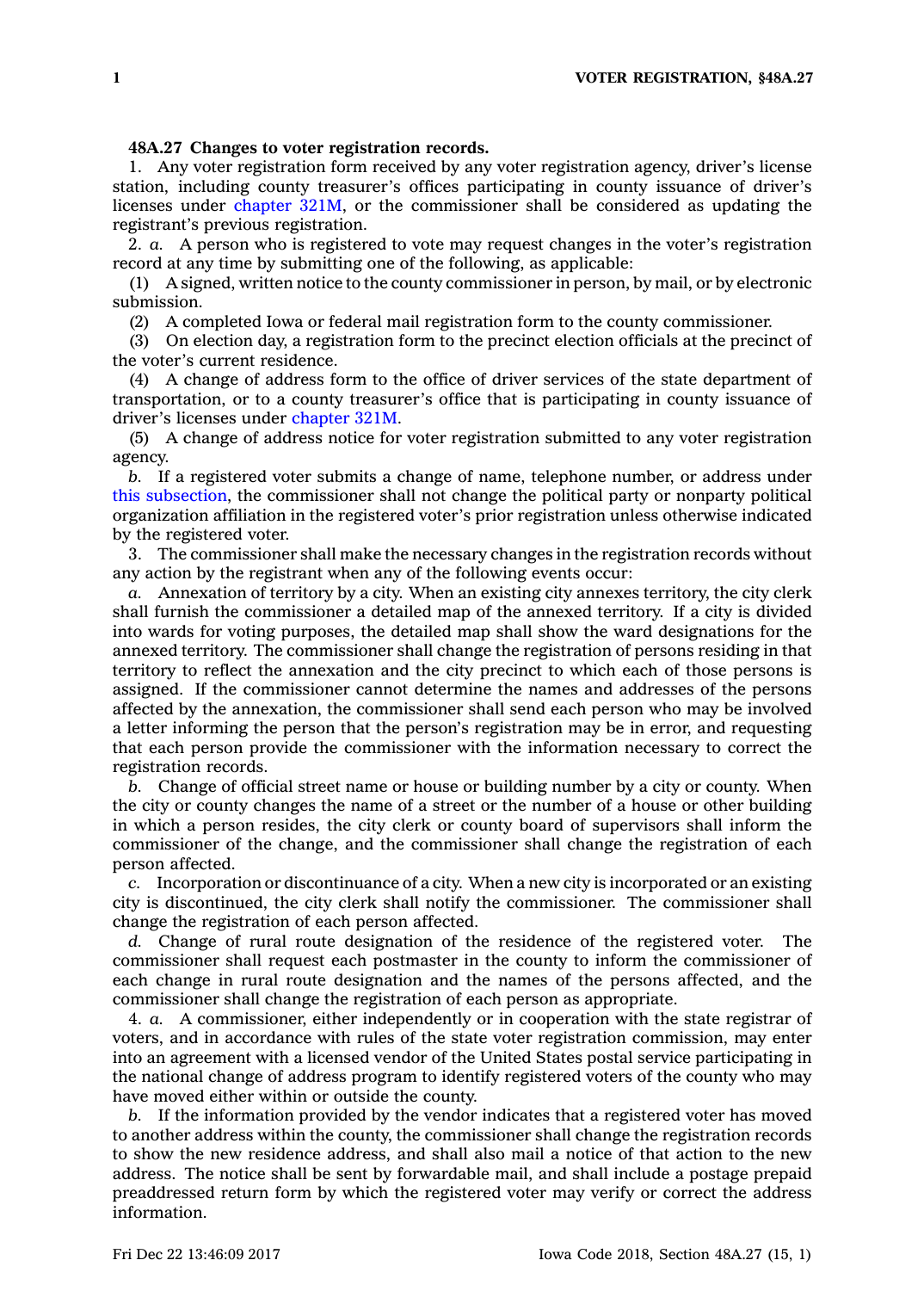**48A.27 Changes to voter registration records.**

1. Any voter registration form received by any voter registration agency, driver's license station, including county treasurer's offices participating in county issuance of driver's licenses under chapter 321M, or the commissioner shall be considered as updating the registrant's previous registration.

2. *a.* A person who is registered to vote may request changes in the voter's registration record at any time by submitting one of the following, as applicable:

(1) A signed, written notice to the county commissioner in person, by mail, or by electronic submission.

(2) A completed Iowa or federal mail registration form to the county commissioner.

(3) On election day, a registration form to the precinct election officials at the precinct of the voter's current residence.

(4) A change of address form to the office of driver services of the state department of transportation, or to a county treasurer's office that is participating in county issuance of driver's licenses under chapter 321M.

(5) A change of address notice for voter registration submitted to any voter registration agency.

*b.* If a registered voter submits a change of name, telephone number, or address under this subsection, the commissioner shall not change the political party or nonparty political organization affiliation in the registered voter's prior registration unless otherwise indicated by the registered voter.

3. The commissioner shall make the necessary changes in the registration records without any action by the registrant when any of the following events occur:

*a.* Annexation of territory by a city. When an existing city annexes territory, the city clerk shall furnish the commissioner a detailed map of the annexed territory. If a city is divided into wards for voting purposes, the detailed map shall show the ward designations for the annexed territory. The commissioner shall change the registration of persons residing in that territory to reflect the annexation and the city precinct to which each of those persons is assigned. If the commissioner cannot determine the names and addresses of the persons affected by the annexation, the commissioner shall send each person who may be involved a letter informing the person that the person's registration may be in error, and requesting that each person provide the commissioner with the information necessary to correct the registration records.

*b.* Change of official street name or house or building number by a city or county. When the city or county changes the name of a street or the number of a house or other building in which a person resides, the city clerk or county board of supervisors shall inform the commissioner of the change, and the commissioner shall change the registration of each person affected.

*c.* Incorporation or discontinuance of a city. When a new city is incorporated or an existing city is discontinued, the city clerk shall notify the commissioner. The commissioner shall change the registration of each person affected.

*d.* Change of rural route designation of the residence of the registered voter. The commissioner shall request each postmaster in the county to inform the commissioner of each change in rural route designation and the names of the persons affected, and the commissioner shall change the registration of each person as appropriate.

4. *a.* A commissioner, either independently or in cooperation with the state registrar of voters, and in accordance with rules of the state voter registration commission, may enter into an agreement with a licensed vendor of the United States postal service participating in the national change of address program to identify registered voters of the county who may have moved either within or outside the county.

*b.* If the information provided by the vendor indicates that a registered voter has moved to another address within the county, the commissioner shall change the registration records to show the new residence address, and shall also mail a notice of that action to the new address. The notice shall be sent by forwardable mail, and shall include a postage prepaid preaddressed return form by which the registered voter may verify or correct the address information.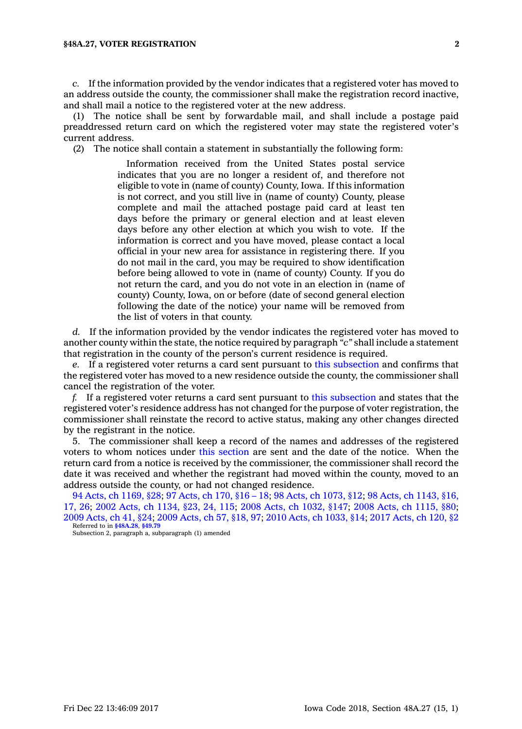*c.* If the information provided by the vendor indicates that a registered voter has moved to an address outside the county, the commissioner shall make the registration record inactive, and shall mail a notice to the registered voter at the new address.

(1) The notice shall be sent by forwardable mail, and shall include a postage paid preaddressed return card on which the registered voter may state the registered voter's current address.

(2) The notice shall contain a statement in substantially the following form:

> Information received from the United States postal service indicates that you are no longer a resident of, and therefore not eligible to vote in (name of county) County, Iowa. If this information is not correct, and you still live in (name of county) County, please complete and mail the attached postage paid card at least ten days before the primary or general election and at least eleven days before any other election at which you wish to vote. If the information is correct and you have moved, please contact a local official in your new area for assistance in registering there. If you do not mail in the card, you may be required to show identification before being allowed to vote in (name of county) County. If you do not return the card, and you do not vote in an election in (name of county) County, Iowa, on or before (date of second general election following the date of the notice) your name will be removed from the list of voters in that county.

*d.* If the information provided by the vendor indicates the registered voter has moved to another county within the state, the notice required by paragraph "*c*" shall include a statement that registration in the county of the person's current residence is required.

*e.* If a registered voter returns a card sent pursuant to this subsection and confirms that the registered voter has moved to a new residence outside the county, the commissioner shall cancel the registration of the voter.

*f.* If a registered voter returns a card sent pursuant to this subsection and states that the registered voter's residence address has not changed for the purpose of voter registration, the commissioner shall reinstate the record to active status, making any other changes directed by the registrant in the notice.

5. The commissioner shall keep a record of the names and addresses of the registered voters to whom notices under this section are sent and the date of the notice. When the return card from a notice is received by the commissioner, the commissioner shall record the date it was received and whether the registrant had moved within the county, moved to an address outside the county, or had not changed residence.

94 Acts, ch 1169, §28; 97 Acts, ch 170, §16 – 18; 98 Acts, ch 1073, §12; 98 Acts, ch 1143, §16, 17, 26; 2002 Acts, ch 1134, §23, 24, 115; 2008 Acts, ch 1032, §147; 2008 Acts, ch 1115, §80; 2009 Acts, ch 41, §24; 2009 Acts, ch 57, §18, 97; 2010 Acts, ch 1033, §14; 2017 Acts, ch 120, §2

Referred to in **§48A.28, §49.79**

Subsection 2, paragraph a, subparagraph (1) amended